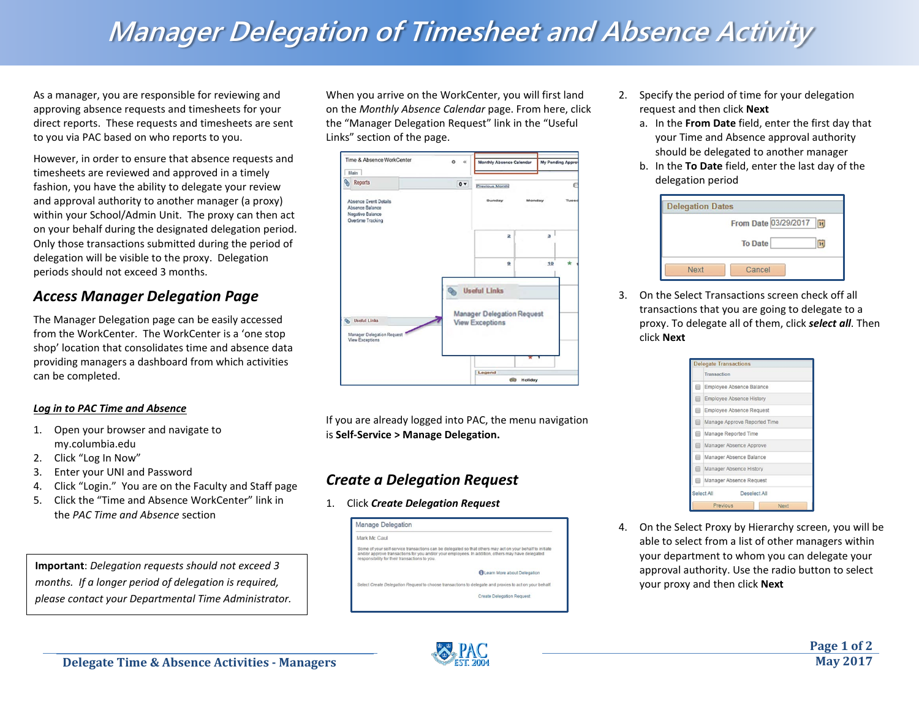// Manager Delegation of Timesheet and Absence Activity

As a manager, you are responsible for reviewing and approving absence requests and timesheets for your direct reports. These requests and timesheets are sent to you via PAC based on who reports to you.

However, in order to ensure that absence requests and timesheets are reviewed and approved in a timely fashion, you have the ability to delegate your review and approval authority to another manager (a proxy) within your School/Admin Unit. The proxy can then act on your behalf during the designated delegation period. Only those transactions submitted during the period of delegation will be visible to the proxy. Delegation periods should not exceed 3 months.

## Access Manager Delegation Page

The Manager Delegation page can be easily accessed from the WorkCenter. The WorkCenter is a 'one stop shop' location that consolidates time and absence data providing managers a dashboard from which activities can be completed.

### Log in to PAC Time and Absence

1. Open your browser and navigate to my.columbia.edu
2. Click "Log In Now"
3. Enter your UNI and Password
4. Click "Login." You are on the Faculty and Staff page
5. Click the "Time and Absence WorkCenter" link in the *PAC Time and Absence* section

> **Important**: *Delegation requests should not exceed 3 months. If a longer period of delegation is required, please contact your Departmental Time Administrator.*

When you arrive on the WorkCenter, you will first land on the *Monthly Absence Calendar* page. From here, click the "Manager Delegation Request" link in the "Useful Links" section of the page.

If you are already logged into PAC, the menu navigation is **Self-Service > Manage Delegation.**

## Create a Delegation Request

1. Click ***Create Delegation Request***
2. Specify the period of time for your delegation request and then click **Next**
   a. In the **From Date** field, enter the first day that your Time and Absence approval authority should be delegated to another manager
   b. In the **To Date** field, enter the last day of the delegation period
3. On the Select Transactions screen check off all transactions that you are going to delegate to a proxy. To delegate all of them, click ***select all***. Then click **Next**
4. On the Select Proxy by Hierarchy screen, you will be able to select from a list of other managers within your department to whom you can delegate your approval authority. Use the radio button to select your proxy and then click **Next**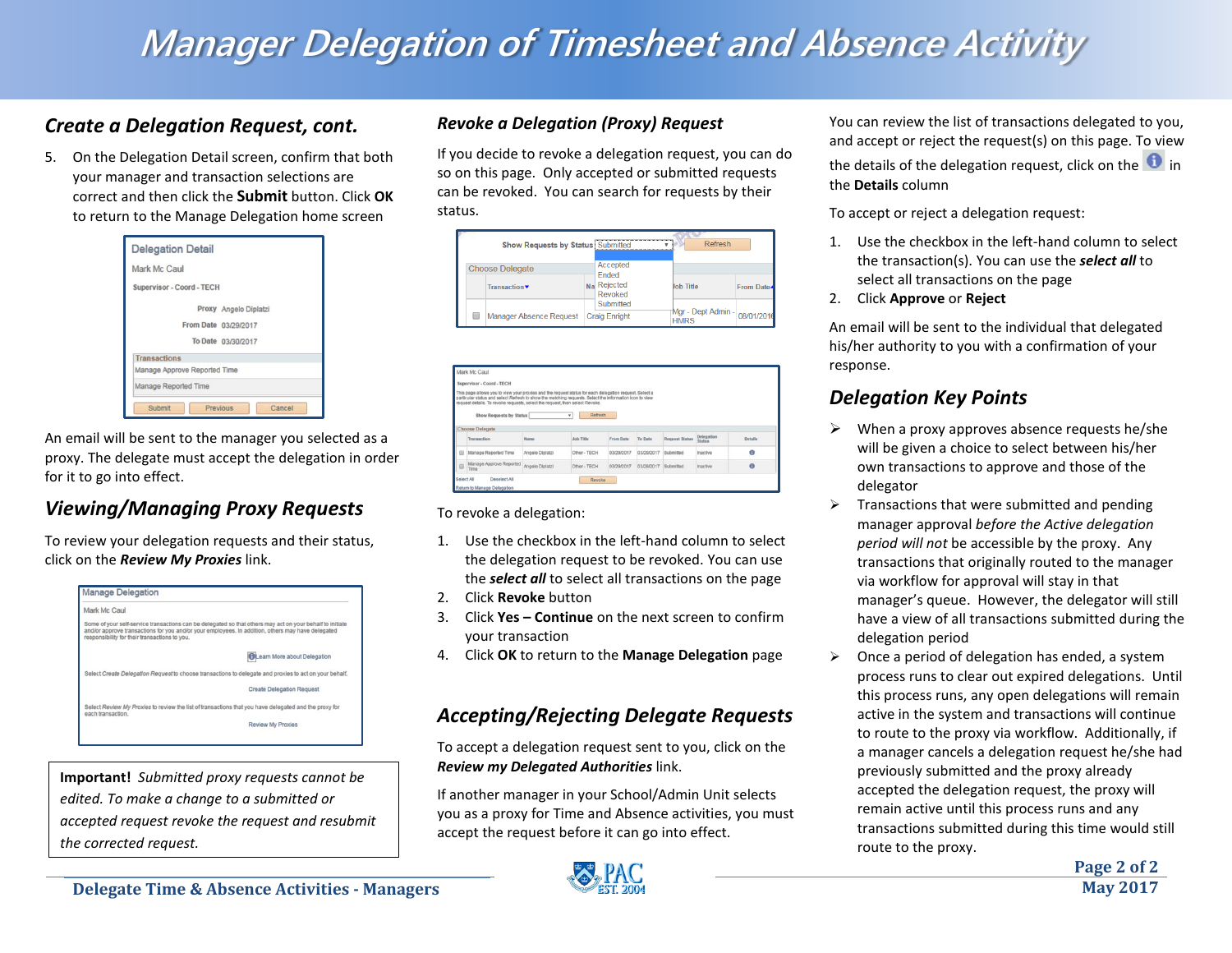# Manager Delegation of Timesheet and Absence Activity

## Create a Delegation Request, cont.

5. On the Delegation Detail screen, confirm that both your manager and transaction selections are correct and then click the **Submit** button. Click **OK** to return to the Manage Delegation home screen

An email will be sent to the manager you selected as a proxy. The delegate must accept the delegation in order for it to go into effect.

## Viewing/Managing Proxy Requests

To review your delegation requests and their status, click on the ***Review My Proxies*** link.

**Important!** *Submitted proxy requests cannot be edited. To make a change to a submitted or accepted request revoke the request and resubmit the corrected request.*

## Revoke a Delegation (Proxy) Request

If you decide to revoke a delegation request, you can do so on this page. Only accepted or submitted requests can be revoked. You can search for requests by their status.

To revoke a delegation:

1. Use the checkbox in the left-hand column to select the delegation request to be revoked. You can use the ***select all*** to select all transactions on the page
2. Click **Revoke** button
3. Click **Yes – Continue** on the next screen to confirm your transaction
4. Click **OK** to return to the **Manage Delegation** page

## Accepting/Rejecting Delegate Requests

To accept a delegation request sent to you, click on the ***Review my Delegated Authorities*** link.

If another manager in your School/Admin Unit selects you as a proxy for Time and Absence activities, you must accept the request before it can go into effect.

You can review the list of transactions delegated to you, and accept or reject the request(s) on this page. To view the details of the delegation request, click on the ⓘ in the **Details** column

To accept or reject a delegation request:

1. Use the checkbox in the left-hand column to select the transaction(s). You can use the ***select all*** to select all transactions on the page
2. Click **Approve** or **Reject**

An email will be sent to the individual that delegated his/her authority to you with a confirmation of your response.

## Delegation Key Points

- When a proxy approves absence requests he/she will be given a choice to select between his/her own transactions to approve and those of the delegator
- Transactions that were submitted and pending manager approval *before the Active delegation period will not* be accessible by the proxy. Any transactions that originally routed to the manager via workflow for approval will stay in that manager's queue. However, the delegator will still have a view of all transactions submitted during the delegation period
- Once a period of delegation has ended, a system process runs to clear out expired delegations. Until this process runs, any open delegations will remain active in the system and transactions will continue to route to the proxy via workflow. Additionally, if a manager cancels a delegation request he/she had previously submitted and the proxy already accepted the delegation request, the proxy will remain active until this process runs and any transactions submitted during this time would still route to the proxy.

Delegate Time & Absence Activities - Managers

May 2017